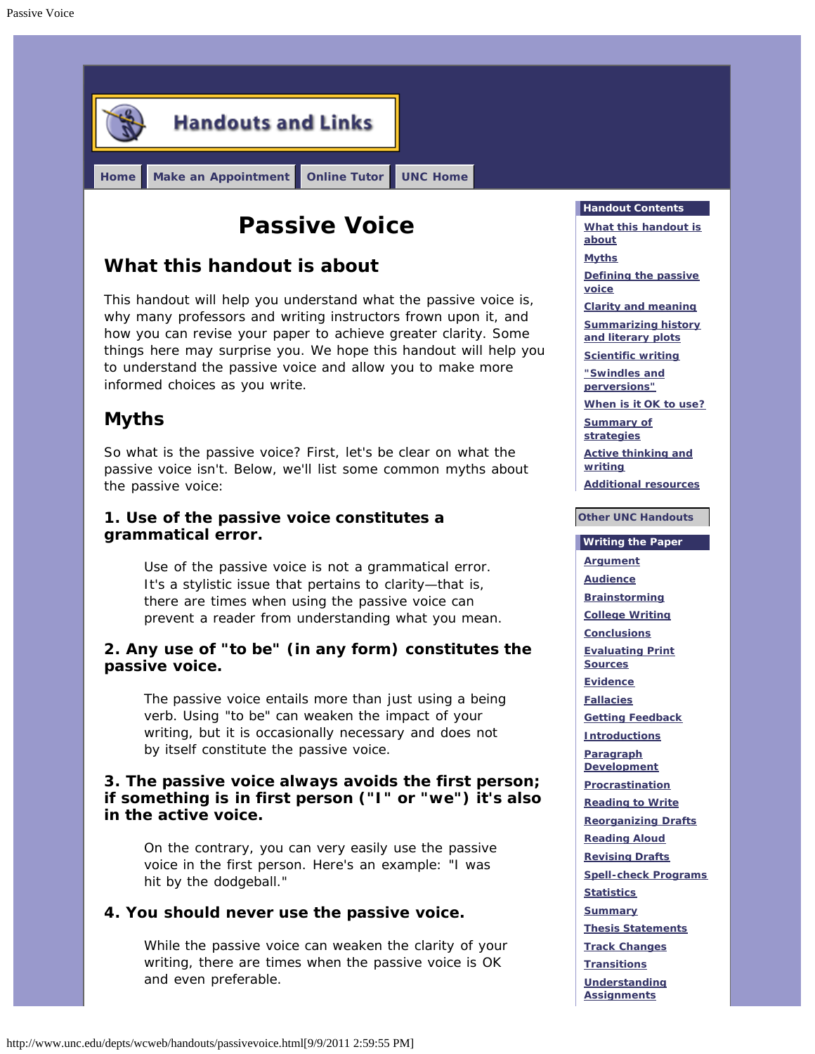# Handouts and Links

Home | Make an Appointment | Online Tutor | UNC Home

# Passive Voice

## What this handout is about

This handout will help you understand what the passive voice is, why many professors and writing instructors frown upon it, and how you can revise your paper to achieve greater clarity. Some things here may surprise you. We hope this handout will help you to understand the passive voice and allow you to make more informed choices as you write.

## Myths

So what is the passive voice? First, let's be clear on what the passive voice isn't. Below, we'll list some common myths about the passive voice:

### 1. Use of the passive voice constitutes a grammatical error.

> Use of the passive voice is not a grammatical error. It's a stylistic issue that pertains to clarity—that is, there are times when using the passive voice can prevent a reader from understanding what you mean.

### 2. Any use of "to be" (in any form) constitutes the passive voice.

> The passive voice entails more than just using a being verb. Using "to be" can weaken the impact of your writing, but it is occasionally necessary and does not by itself constitute the passive voice.

### 3. The passive voice always avoids the first person; if something is in first person ("I" or "we") it's also in the active voice.

> On the contrary, you can very easily use the passive voice in the first person. Here's an example: "I was hit by the dodgeball."

### 4. You should never use the passive voice.

> While the passive voice can weaken the clarity of your writing, there are times when the passive voice is OK and even preferable.

**Handout Contents**

- What this handout is about
- Myths
- Defining the passive voice
- Clarity and meaning
- Summarizing history and literary plots
- Scientific writing
- "Swindles and perversions"
- When is it OK to use?
- Summary of strategies
- Active thinking and writing
- Additional resources

**Other UNC Handouts**

**Writing the Paper**

- Argument
- Audience
- Brainstorming
- College Writing
- Conclusions
- Evaluating Print Sources
- Evidence
- Fallacies
- Getting Feedback
- Introductions
- Paragraph Development
- Procrastination
- Reading to Write
- Reorganizing Drafts
- Reading Aloud
- Revising Drafts
- Spell-check Programs
- Statistics
- Summary
- Thesis Statements
- Track Changes
- Transitions
- Understanding Assignments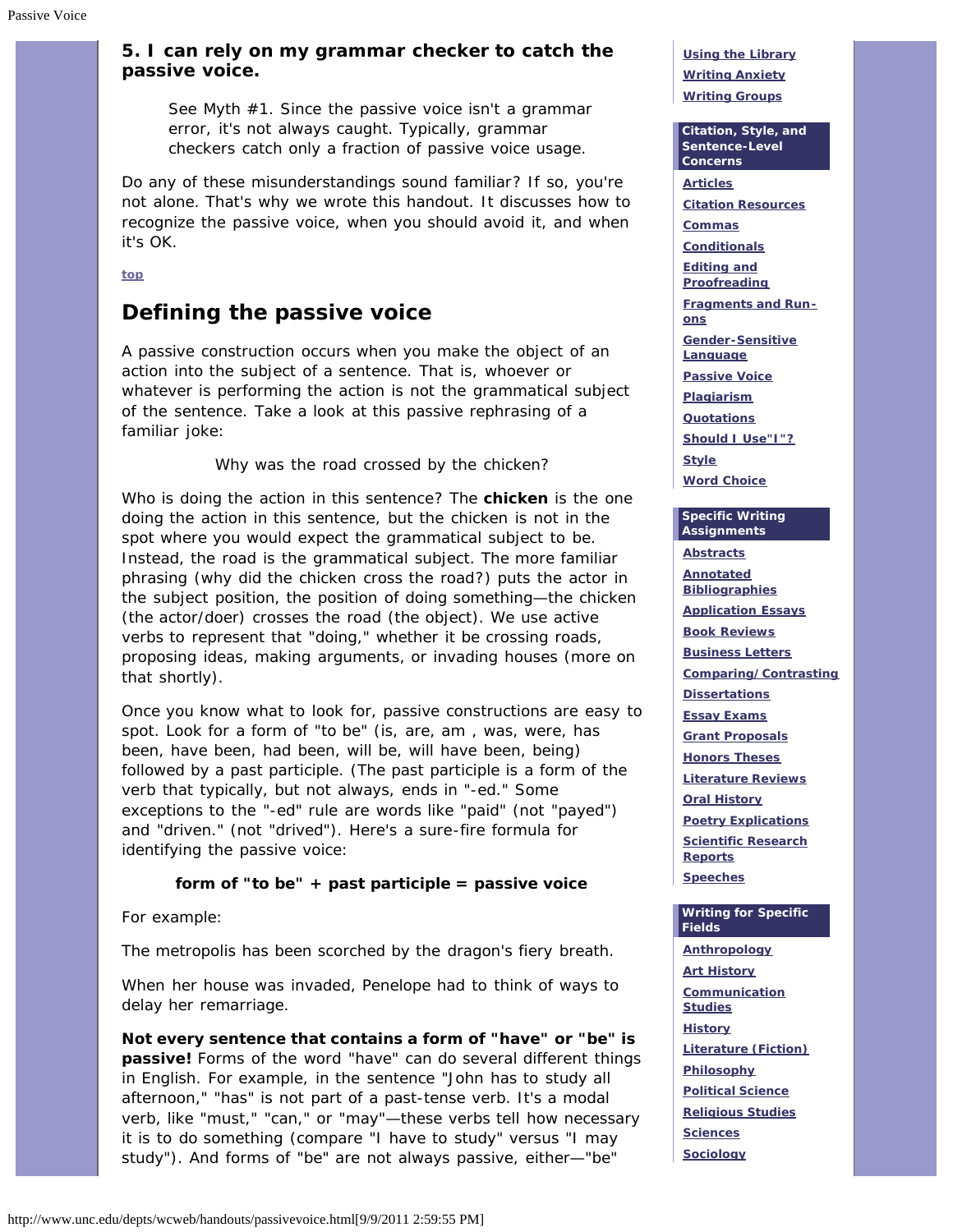**5. I can rely on my grammar checker to catch the passive voice.**

> See Myth #1. Since the passive voice isn't a grammar error, it's not always caught. Typically, grammar checkers catch only a fraction of passive voice usage.

Do any of these misunderstandings sound familiar? If so, you're not alone. That's why we wrote this handout. It discusses how to recognize the passive voice, when you should avoid it, and when it's OK.

top

## Defining the passive voice

A passive construction occurs when you make the object of an action into the subject of a sentence. That is, whoever or whatever is performing the action is not the grammatical subject of the sentence. Take a look at this passive rephrasing of a familiar joke:

Why was the road crossed by the chicken?

Who is doing the action in this sentence? The **chicken** is the one doing the action in this sentence, but the chicken is not in the spot where you would expect the grammatical subject to be. Instead, the road is the grammatical subject. The more familiar phrasing (why did the chicken cross the road?) puts the actor in the subject position, the position of doing something—the chicken (the actor/doer) crosses the road (the object). We use active verbs to represent that "doing," whether it be crossing roads, proposing ideas, making arguments, or invading houses (more on that shortly).

Once you know what to look for, passive constructions are easy to spot. Look for a form of "to be" (is, are, am , was, were, has been, have been, had been, will be, will have been, being) followed by a past participle. (The past participle is a form of the verb that typically, but not always, ends in "-ed." Some exceptions to the "-ed" rule are words like "paid" (not "payed") and "driven." (not "drived"). Here's a sure-fire formula for identifying the passive voice:

**form of "to be" + past participle = passive voice**

For example:

The metropolis has been scorched by the dragon's fiery breath.

When her house was invaded, Penelope had to think of ways to delay her remarriage.

**Not every sentence that contains a form of "have" or "be" is passive!** Forms of the word "have" can do several different things in English. For example, in the sentence "John has to study all afternoon," "has" is not part of a past-tense verb. It's a modal verb, like "must," "can," or "may"—these verbs tell how necessary it is to do something (compare "I have to study" versus "I may study"). And forms of "be" are not always passive, either—"be"

Using the Library
Writing Anxiety
Writing Groups

**Citation, Style, and Sentence-Level Concerns**

Articles
Citation Resources
Commas
Conditionals
Editing and Proofreading
Fragments and Run-ons
Gender-Sensitive Language
Passive Voice
Plagiarism
Quotations
Should I Use"I"?
Style
Word Choice

**Specific Writing Assignments**

Abstracts
Annotated Bibliographies
Application Essays
Book Reviews
Business Letters
Comparing/Contrasting
Dissertations
Essay Exams
Grant Proposals
Honors Theses
Literature Reviews
Oral History
Poetry Explications
Scientific Research Reports
Speeches

**Writing for Specific Fields**

Anthropology
Art History
Communication Studies
History
Literature (Fiction)
Philosophy
Political Science
Religious Studies
Sciences
Sociology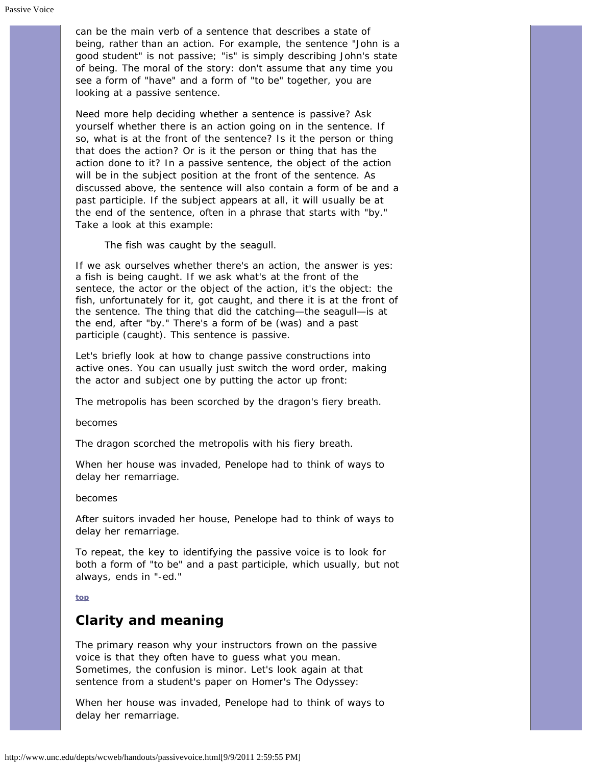can be the main verb of a sentence that describes a state of being, rather than an action. For example, the sentence "John is a good student" is not passive; "is" is simply describing John's state of being. The moral of the story: don't assume that any time you see a form of "have" and a form of "to be" together, you are looking at a passive sentence.

Need more help deciding whether a sentence is passive? Ask yourself whether there is an action going on in the sentence. If so, what is at the front of the sentence? Is it the person or thing that does the action? Or is it the person or thing that has the action done to it? In a passive sentence, the object of the action will be in the subject position at the front of the sentence. As discussed above, the sentence will also contain a form of be and a past participle. If the subject appears at all, it will usually be at the end of the sentence, often in a phrase that starts with "by." Take a look at this example:

> The fish was caught by the seagull.

If we ask ourselves whether there's an action, the answer is yes: a fish is being caught. If we ask what's at the front of the sentece, the actor or the object of the action, it's the object: the fish, unfortunately for it, got caught, and there it is at the front of the sentence. The thing that did the catching—the seagull—is at the end, after "by." There's a form of be (was) and a past participle (caught). This sentence is passive.

Let's briefly look at how to change passive constructions into active ones. You can usually just switch the word order, making the actor and subject one by putting the actor up front:

The metropolis has been scorched by the dragon's fiery breath.

becomes

The dragon scorched the metropolis with his fiery breath.

When her house was invaded, Penelope had to think of ways to delay her remarriage.

becomes

After suitors invaded her house, Penelope had to think of ways to delay her remarriage.

To repeat, the key to identifying the passive voice is to look for both a form of "to be" and a past participle, which usually, but not always, ends in "-ed."

**top**

## Clarity and meaning

The primary reason why your instructors frown on the passive voice is that they often have to guess what you mean. Sometimes, the confusion is minor. Let's look again at that sentence from a student's paper on Homer's The Odyssey:

When her house was invaded, Penelope had to think of ways to delay her remarriage.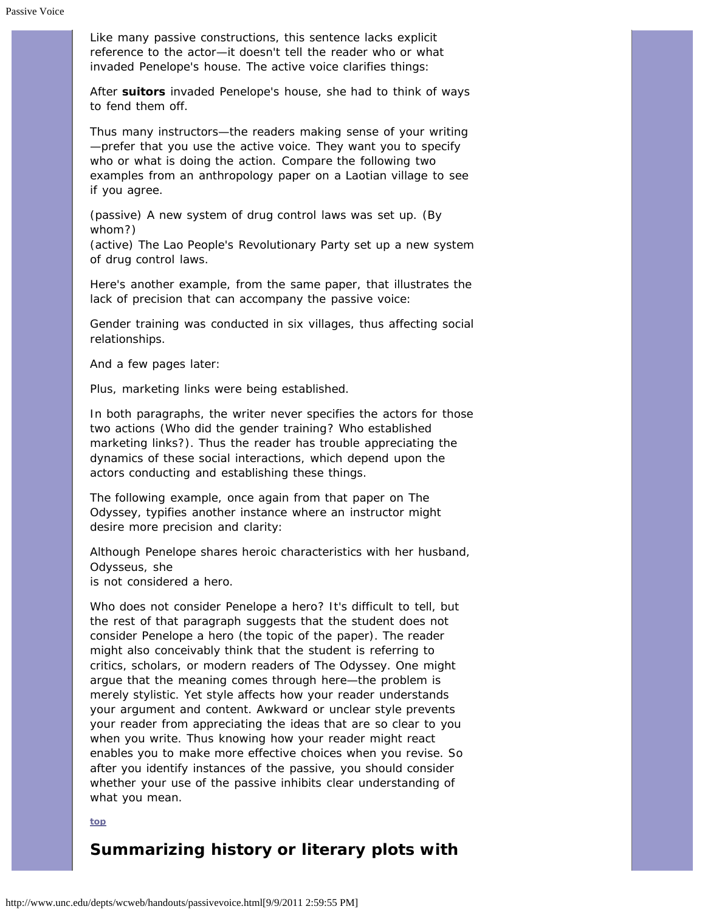Like many passive constructions, this sentence lacks explicit reference to the actor—it doesn't tell the reader who or what invaded Penelope's house. The active voice clarifies things:

After **suitors** invaded Penelope's house, she had to think of ways to fend them off.

Thus many instructors—the readers making sense of your writing—prefer that you use the active voice. They want you to specify who or what is doing the action. Compare the following two examples from an anthropology paper on a Laotian village to see if you agree.

(passive) A new system of drug control laws was set up. (By whom?)
(active) The Lao People's Revolutionary Party set up a new system of drug control laws.

Here's another example, from the same paper, that illustrates the lack of precision that can accompany the passive voice:

Gender training was conducted in six villages, thus affecting social relationships.

And a few pages later:

Plus, marketing links were being established.

In both paragraphs, the writer never specifies the actors for those two actions (Who did the gender training? Who established marketing links?). Thus the reader has trouble appreciating the dynamics of these social interactions, which depend upon the actors conducting and establishing these things.

The following example, once again from that paper on The Odyssey, typifies another instance where an instructor might desire more precision and clarity:

Although Penelope shares heroic characteristics with her husband, Odysseus, she
is not considered a hero.

Who does not consider Penelope a hero? It's difficult to tell, but the rest of that paragraph suggests that the student does not consider Penelope a hero (the topic of the paper). The reader might also conceivably think that the student is referring to critics, scholars, or modern readers of The Odyssey. One might argue that the meaning comes through here—the problem is merely stylistic. Yet style affects how your reader understands your argument and content. Awkward or unclear style prevents your reader from appreciating the ideas that are so clear to you when you write. Thus knowing how your reader might react enables you to make more effective choices when you revise. So after you identify instances of the passive, you should consider whether your use of the passive inhibits clear understanding of what you mean.

top

## Summarizing history or literary plots with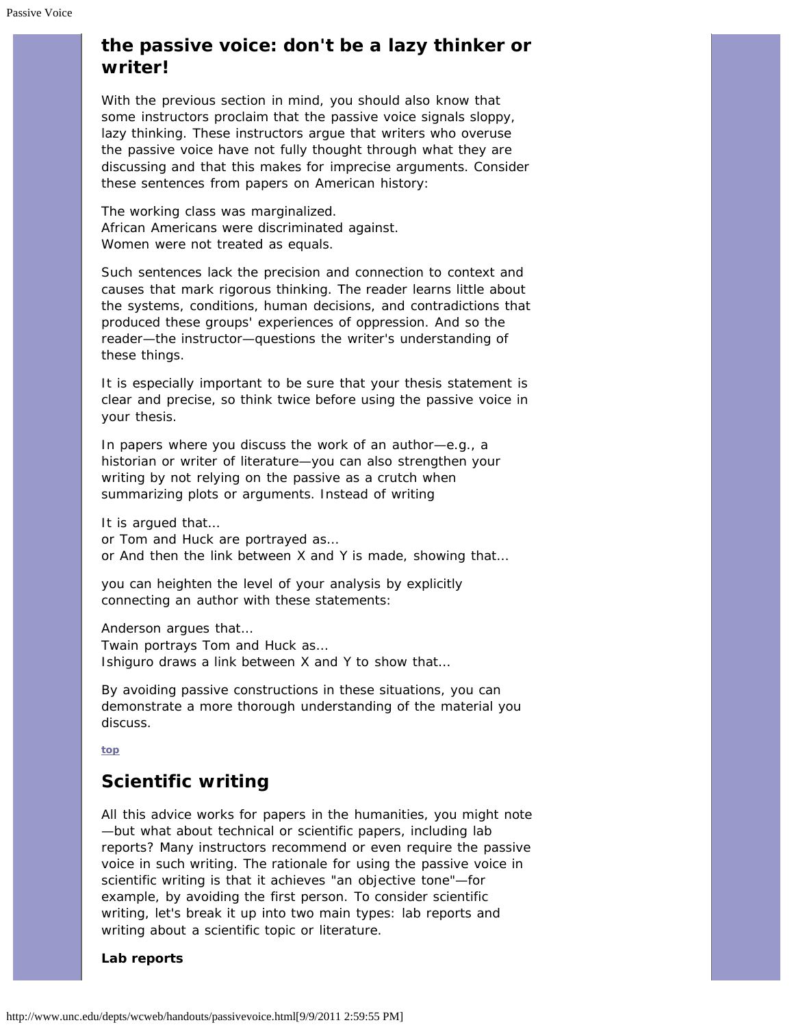## the passive voice: don't be a lazy thinker or writer!

With the previous section in mind, you should also know that some instructors proclaim that the passive voice signals sloppy, lazy thinking. These instructors argue that writers who overuse the passive voice have not fully thought through what they are discussing and that this makes for imprecise arguments. Consider these sentences from papers on American history:

The working class was marginalized.  
African Americans were discriminated against.  
Women were not treated as equals.

Such sentences lack the precision and connection to context and causes that mark rigorous thinking. The reader learns little about the systems, conditions, human decisions, and contradictions that produced these groups' experiences of oppression. And so the reader—the instructor—questions the writer's understanding of these things.

It is especially important to be sure that your thesis statement is clear and precise, so think twice before using the passive voice in your thesis.

In papers where you discuss the work of an author—e.g., a historian or writer of literature—you can also strengthen your writing by not relying on the passive as a crutch when summarizing plots or arguments. Instead of writing

It is argued that...  
or Tom and Huck are portrayed as...  
or And then the link between X and Y is made, showing that...

you can heighten the level of your analysis by explicitly connecting an author with these statements:

Anderson argues that...  
Twain portrays Tom and Huck as...  
Ishiguro draws a link between X and Y to show that...

By avoiding passive constructions in these situations, you can demonstrate a more thorough understanding of the material you discuss.

top

## Scientific writing

All this advice works for papers in the humanities, you might note—but what about technical or scientific papers, including lab reports? Many instructors recommend or even require the passive voice in such writing. The rationale for using the passive voice in scientific writing is that it achieves "an objective tone"—for example, by avoiding the first person. To consider scientific writing, let's break it up into two main types: lab reports and writing about a scientific topic or literature.

**Lab reports**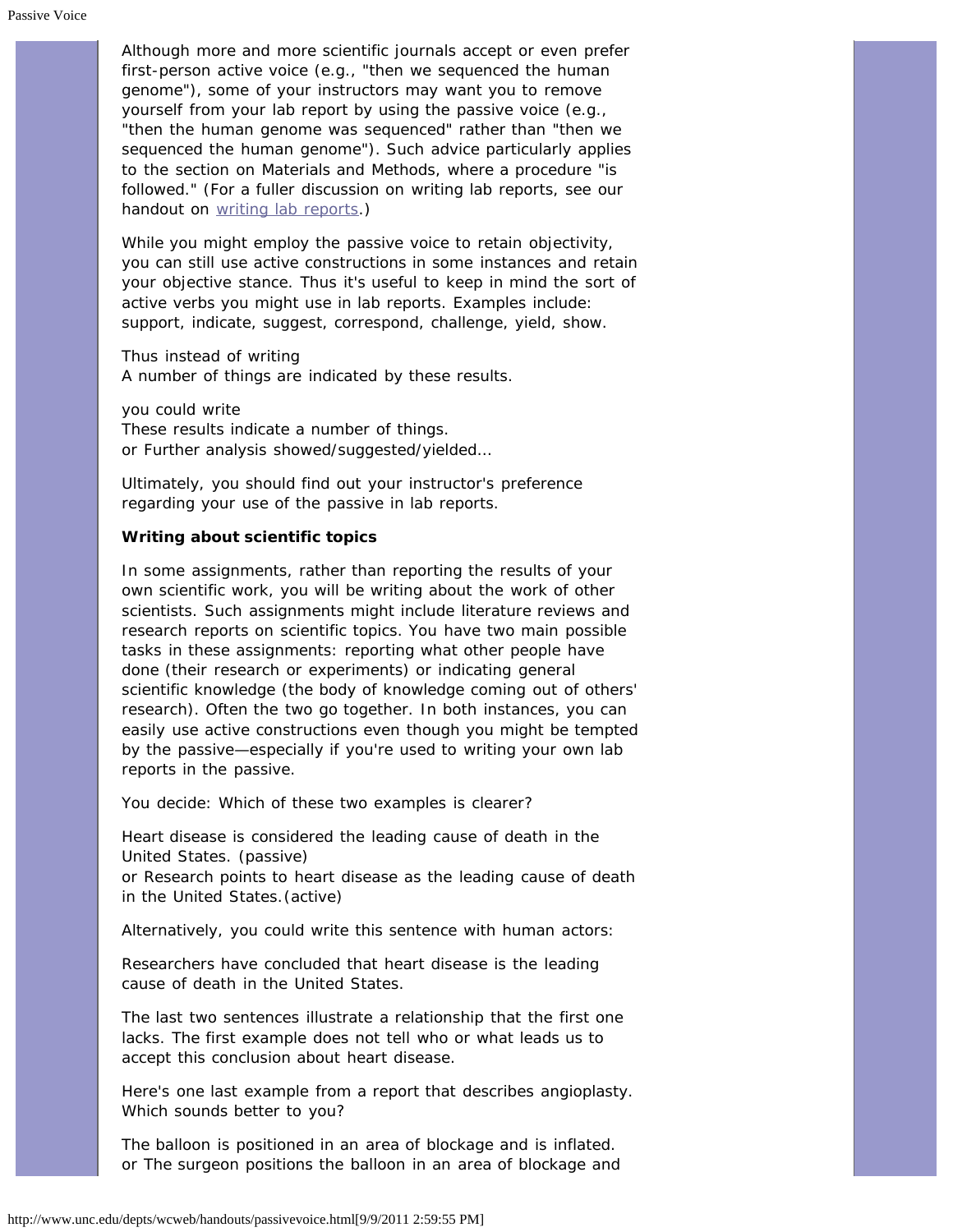Although more and more scientific journals accept or even prefer first-person active voice (e.g., "then we sequenced the human genome"), some of your instructors may want you to remove yourself from your lab report by using the passive voice (e.g., "then the human genome was sequenced" rather than "then we sequenced the human genome"). Such advice particularly applies to the section on Materials and Methods, where a procedure "is followed." (For a fuller discussion on writing lab reports, see our handout on [writing lab reports](writing lab reports).)

While you might employ the passive voice to retain objectivity, you can still use active constructions in some instances and retain your objective stance. Thus it's useful to keep in mind the sort of active verbs you might use in lab reports. Examples include: support, indicate, suggest, correspond, challenge, yield, show.

Thus instead of writing
A number of things are indicated by these results.

you could write
These results indicate a number of things.
or Further analysis showed/suggested/yielded...

Ultimately, you should find out your instructor's preference regarding your use of the passive in lab reports.

**Writing about scientific topics**

In some assignments, rather than reporting the results of your own scientific work, you will be writing about the work of other scientists. Such assignments might include literature reviews and research reports on scientific topics. You have two main possible tasks in these assignments: reporting what other people have done (their research or experiments) or indicating general scientific knowledge (the body of knowledge coming out of others' research). Often the two go together. In both instances, you can easily use active constructions even though you might be tempted by the passive—especially if you're used to writing your own lab reports in the passive.

You decide: Which of these two examples is clearer?

Heart disease is considered the leading cause of death in the United States. (passive)
or Research points to heart disease as the leading cause of death in the United States.(active)

Alternatively, you could write this sentence with human actors:

Researchers have concluded that heart disease is the leading cause of death in the United States.

The last two sentences illustrate a relationship that the first one lacks. The first example does not tell who or what leads us to accept this conclusion about heart disease.

Here's one last example from a report that describes angioplasty. Which sounds better to you?

The balloon is positioned in an area of blockage and is inflated.
or The surgeon positions the balloon in an area of blockage and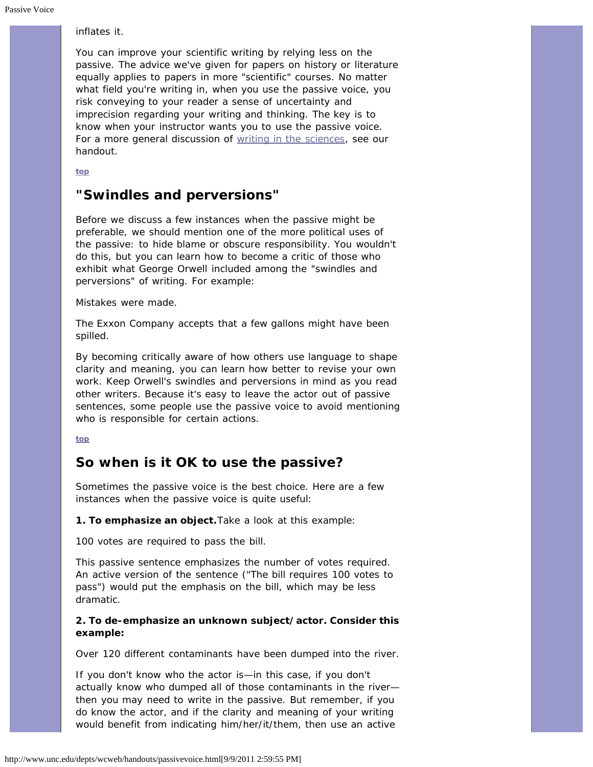inflates it.

You can improve your scientific writing by relying less on the passive. The advice we've given for papers on history or literature equally applies to papers in more "scientific" courses. No matter what field you're writing in, when you use the passive voice, you risk conveying to your reader a sense of uncertainty and imprecision regarding your writing and thinking. The key is to know when your instructor wants you to use the passive voice. For a more general discussion of writing in the sciences, see our handout.

top

## "Swindles and perversions"

Before we discuss a few instances when the passive might be preferable, we should mention one of the more political uses of the passive: to hide blame or obscure responsibility. You wouldn't do this, but you can learn how to become a critic of those who exhibit what George Orwell included among the "swindles and perversions" of writing. For example:

Mistakes were made.

The Exxon Company accepts that a few gallons might have been spilled.

By becoming critically aware of how others use language to shape clarity and meaning, you can learn how better to revise your own work. Keep Orwell's swindles and perversions in mind as you read other writers. Because it's easy to leave the actor out of passive sentences, some people use the passive voice to avoid mentioning who is responsible for certain actions.

top

## So when is it OK to use the passive?

Sometimes the passive voice is the best choice. Here are a few instances when the passive voice is quite useful:

**1. To emphasize an object.** Take a look at this example:

100 votes are required to pass the bill.

This passive sentence emphasizes the number of votes required. An active version of the sentence ("The bill requires 100 votes to pass") would put the emphasis on the bill, which may be less dramatic.

**2. To de-emphasize an unknown subject/actor. Consider this example:**

Over 120 different contaminants have been dumped into the river.

If you don't know who the actor is—in this case, if you don't actually know who dumped all of those contaminants in the river—then you may need to write in the passive. But remember, if you do know the actor, and if the clarity and meaning of your writing would benefit from indicating him/her/it/them, then use an active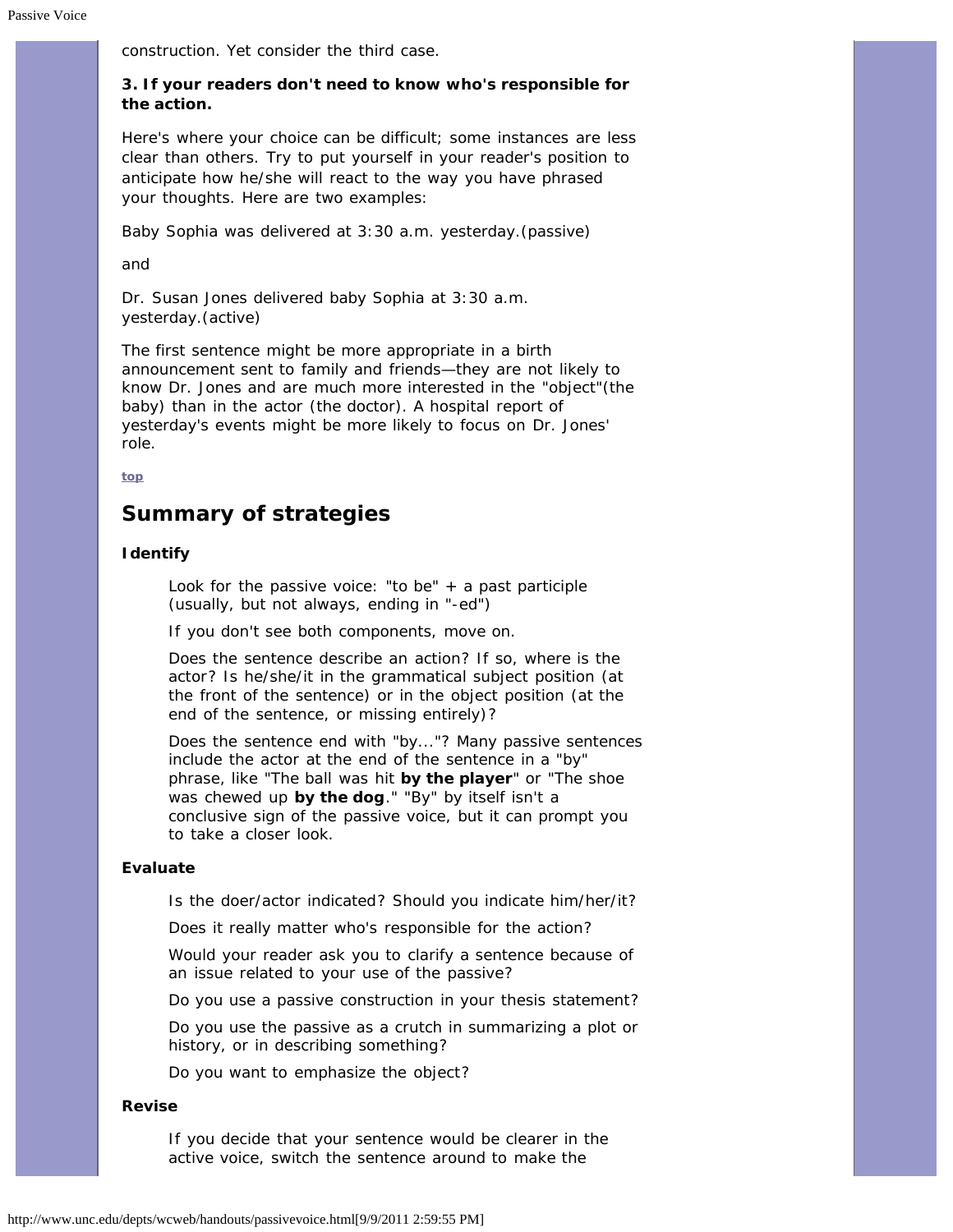construction. Yet consider the third case.

**3. If your readers don't need to know who's responsible for the action.**

Here's where your choice can be difficult; some instances are less clear than others. Try to put yourself in your reader's position to anticipate how he/she will react to the way you have phrased your thoughts. Here are two examples:

Baby Sophia was delivered at 3:30 a.m. yesterday.(passive)

and

Dr. Susan Jones delivered baby Sophia at 3:30 a.m. yesterday.(active)

The first sentence might be more appropriate in a birth announcement sent to family and friends—they are not likely to know Dr. Jones and are much more interested in the "object"(the baby) than in the actor (the doctor). A hospital report of yesterday's events might be more likely to focus on Dr. Jones' role.

top

## Summary of strategies

**Identify**

> Look for the passive voice: "to be" + a past participle (usually, but not always, ending in "-ed")
>
> If you don't see both components, move on.
>
> Does the sentence describe an action? If so, where is the actor? Is he/she/it in the grammatical subject position (at the front of the sentence) or in the object position (at the end of the sentence, or missing entirely)?
>
> Does the sentence end with "by..."? Many passive sentences include the actor at the end of the sentence in a "by" phrase, like "The ball was hit **by the player**" or "The shoe was chewed up **by the dog**." "By" by itself isn't a conclusive sign of the passive voice, but it can prompt you to take a closer look.

**Evaluate**

> Is the doer/actor indicated? Should you indicate him/her/it?
>
> Does it really matter who's responsible for the action?
>
> Would your reader ask you to clarify a sentence because of an issue related to your use of the passive?
>
> Do you use a passive construction in your thesis statement?
>
> Do you use the passive as a crutch in summarizing a plot or history, or in describing something?
>
> Do you want to emphasize the object?

**Revise**

> If you decide that your sentence would be clearer in the active voice, switch the sentence around to make the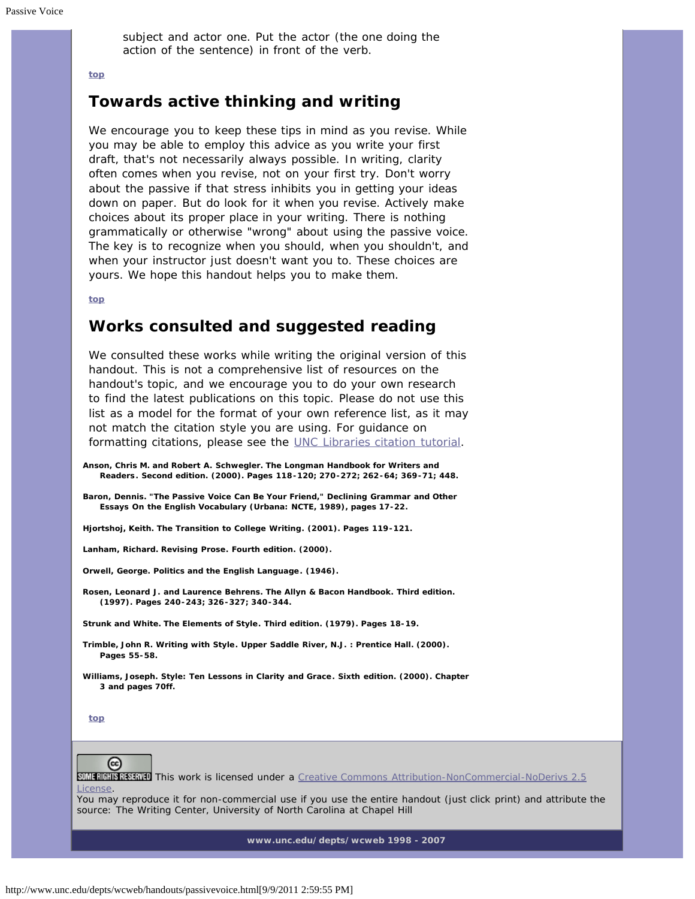subject and actor one. Put the actor (the one doing the action of the sentence) in front of the verb.

top

## Towards active thinking and writing

We encourage you to keep these tips in mind as you revise. While you may be able to employ this advice as you write your first draft, that's not necessarily always possible. In writing, clarity often comes when you revise, not on your first try. Don't worry about the passive if that stress inhibits you in getting your ideas down on paper. But do look for it when you revise. Actively make choices about its proper place in your writing. There is nothing grammatically or otherwise "wrong" about using the passive voice. The key is to recognize when you should, when you shouldn't, and when your instructor just doesn't want you to. These choices are yours. We hope this handout helps you to make them.

top

## Works consulted and suggested reading

We consulted these works while writing the original version of this handout. This is not a comprehensive list of resources on the handout's topic, and we encourage you to do your own research to find the latest publications on this topic. Please do not use this list as a model for the format of your own reference list, as it may not match the citation style you are using. For guidance on formatting citations, please see the UNC Libraries citation tutorial.

**Anson, Chris M. and Robert A. Schwegler. *The Longman Handbook for Writers and Readers*. Second edition. (2000). Pages 118-120; 270-272; 262-64; 369-71; 448.**

**Baron, Dennis. "The Passive Voice Can Be Your Friend," *Declining Grammar and Other Essays On the English Vocabulary* (Urbana: NCTE, 1989), pages 17-22.**

**Hjortshoj, Keith. *The Transition to College Writing*. (2001). Pages 119-121.**

**Lanham, Richard. *Revising Prose*. Fourth edition. (2000).**

**Orwell, George. *Politics and the English Language*. (1946).**

**Rosen, Leonard J. and Laurence Behrens. *The Allyn & Bacon Handbook*. Third edition. (1997). Pages 240-243; 326-327; 340-344.**

**Strunk and White. *The Elements of Style*. Third edition. (1979). Pages 18-19.**

**Trimble, John R. *Writing with Style*. Upper Saddle River, N.J. : Prentice Hall. (2000). Pages 55-58.**

**Williams, Joseph. *Style: Ten Lessons in Clarity and Grace*. Sixth edition. (2000). Chapter 3 and pages 70ff.**

top

SOME RIGHTS RESERVED This work is licensed under a Creative Commons Attribution-NonCommercial-NoDerivs 2.5 License.
You may reproduce it for non-commercial use if you use the entire handout (just click print) and attribute the source: The Writing Center, University of North Carolina at Chapel Hill

**www.unc.edu/depts/wcweb 1998 - 2007**